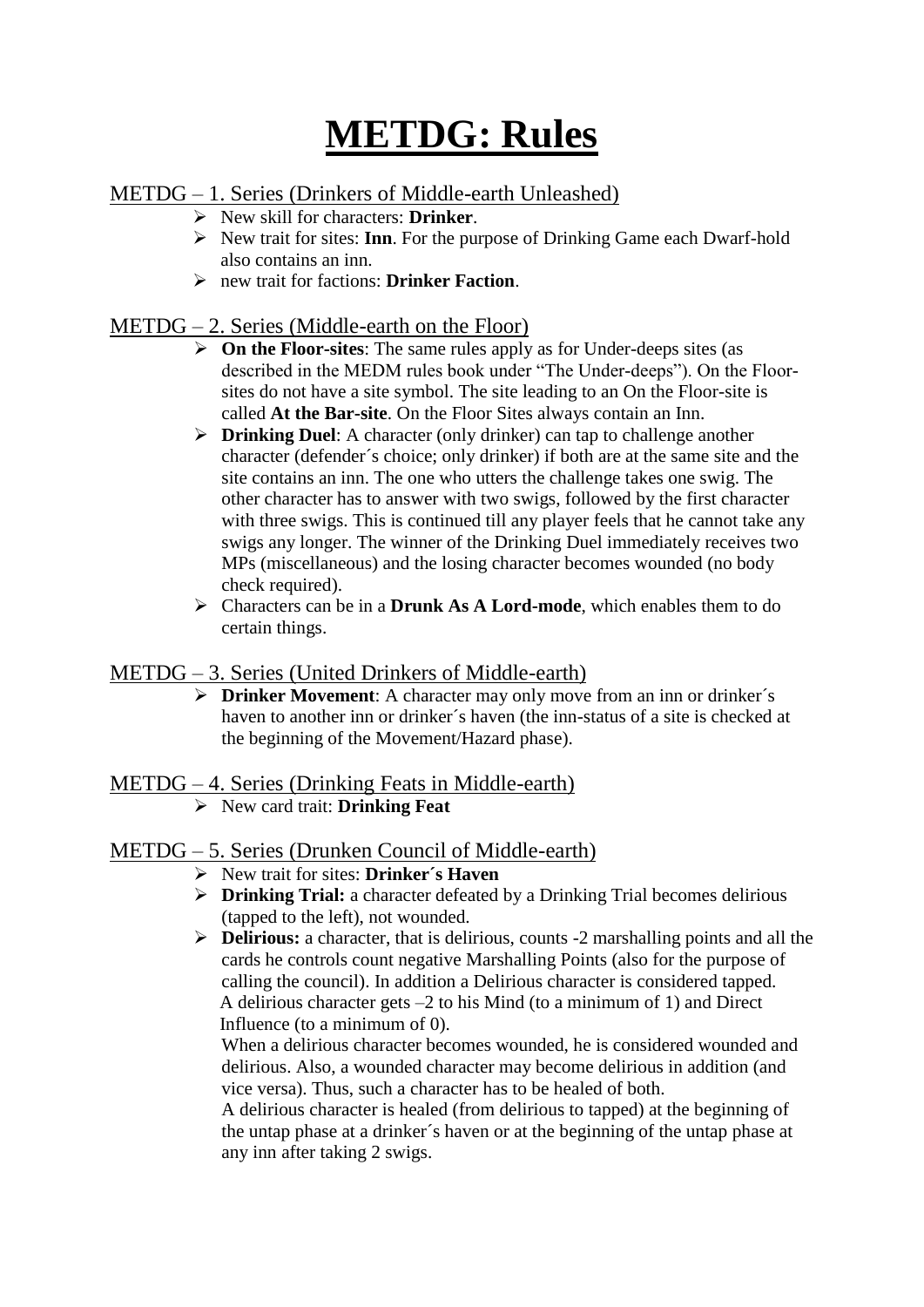# METDG: Rules

## METDG – 1. Series (Drinkers of Middle-earth Unleashed)

- New skill for characters: **Drinker**.
- New trait for sites: **Inn**. For the purpose of Drinking Game each Dwarf-hold also contains an inn.
- new trait for factions: **Drinker Faction**.

## METDG – 2. Series (Middle-earth on the Floor)

- **On the Floor-sites**: The same rules apply as for Under-deeps sites (as described in the MEDM rules book under "The Under-deeps"). On the Floor-sites do not have a site symbol. The site leading to an On the Floor-site is called **At the Bar-site**. On the Floor Sites always contain an Inn.
- **Drinking Duel**: A character (only drinker) can tap to challenge another character (defender´s choice; only drinker) if both are at the same site and the site contains an inn. The one who utters the challenge takes one swig. The other character has to answer with two swigs, followed by the first character with three swigs. This is continued till any player feels that he cannot take any swigs any longer. The winner of the Drinking Duel immediately receives two MPs (miscellaneous) and the losing character becomes wounded (no body check required).
- Characters can be in a **Drunk As A Lord-mode**, which enables them to do certain things.

## METDG – 3. Series (United Drinkers of Middle-earth)

- **Drinker Movement**: A character may only move from an inn or drinker´s haven to another inn or drinker´s haven (the inn-status of a site is checked at the beginning of the Movement/Hazard phase).

## METDG – 4. Series (Drinking Feats in Middle-earth)

- New card trait: **Drinking Feat**

## METDG – 5. Series (Drunken Council of Middle-earth)

- New trait for sites: **Drinker´s Haven**
- **Drinking Trial:** a character defeated by a Drinking Trial becomes delirious (tapped to the left), not wounded.
- **Delirious:** a character, that is delirious, counts -2 marshalling points and all the cards he controls count negative Marshalling Points (also for the purpose of calling the council). In addition a Delirious character is considered tapped. A delirious character gets –2 to his Mind (to a minimum of 1) and Direct Influence (to a minimum of 0).

  When a delirious character becomes wounded, he is considered wounded and delirious. Also, a wounded character may become delirious in addition (and vice versa). Thus, such a character has to be healed of both.

  A delirious character is healed (from delirious to tapped) at the beginning of the untap phase at a drinker´s haven or at the beginning of the untap phase at any inn after taking 2 swigs.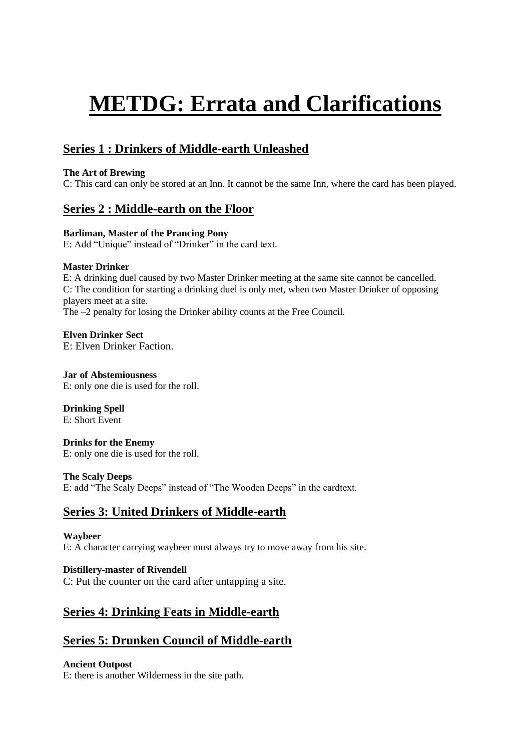# METDG: Errata and Clarifications

## Series 1 : Drinkers of Middle-earth Unleashed

**The Art of Brewing**
C: This card can only be stored at an Inn. It cannot be the same Inn, where the card has been played.

## Series 2 : Middle-earth on the Floor

**Barliman, Master of the Prancing Pony**
E: Add "Unique" instead of "Drinker" in the card text.

**Master Drinker**
E: A drinking duel caused by two Master Drinker meeting at the same site cannot be cancelled.
C: The condition for starting a drinking duel is only met, when two Master Drinker of opposing players meet at a site.
The –2 penalty for losing the Drinker ability counts at the Free Council.

**Elven Drinker Sect**
E: Elven Drinker Faction.

**Jar of Abstemiousness**
E: only one die is used for the roll.

**Drinking Spell**
E: Short Event

**Drinks for the Enemy**
E: only one die is used for the roll.

**The Scaly Deeps**
E: add "The Scaly Deeps" instead of "The Wooden Deeps" in the cardtext.

## Series 3: United Drinkers of Middle-earth

**Waybeer**
E: A character carrying waybeer must always try to move away from his site.

**Distillery-master of Rivendell**
C: Put the counter on the card after untapping a site.

## Series 4: Drinking Feats in Middle-earth

## Series 5: Drunken Council of Middle-earth

**Ancient Outpost**
E: there is another Wilderness in the site path.